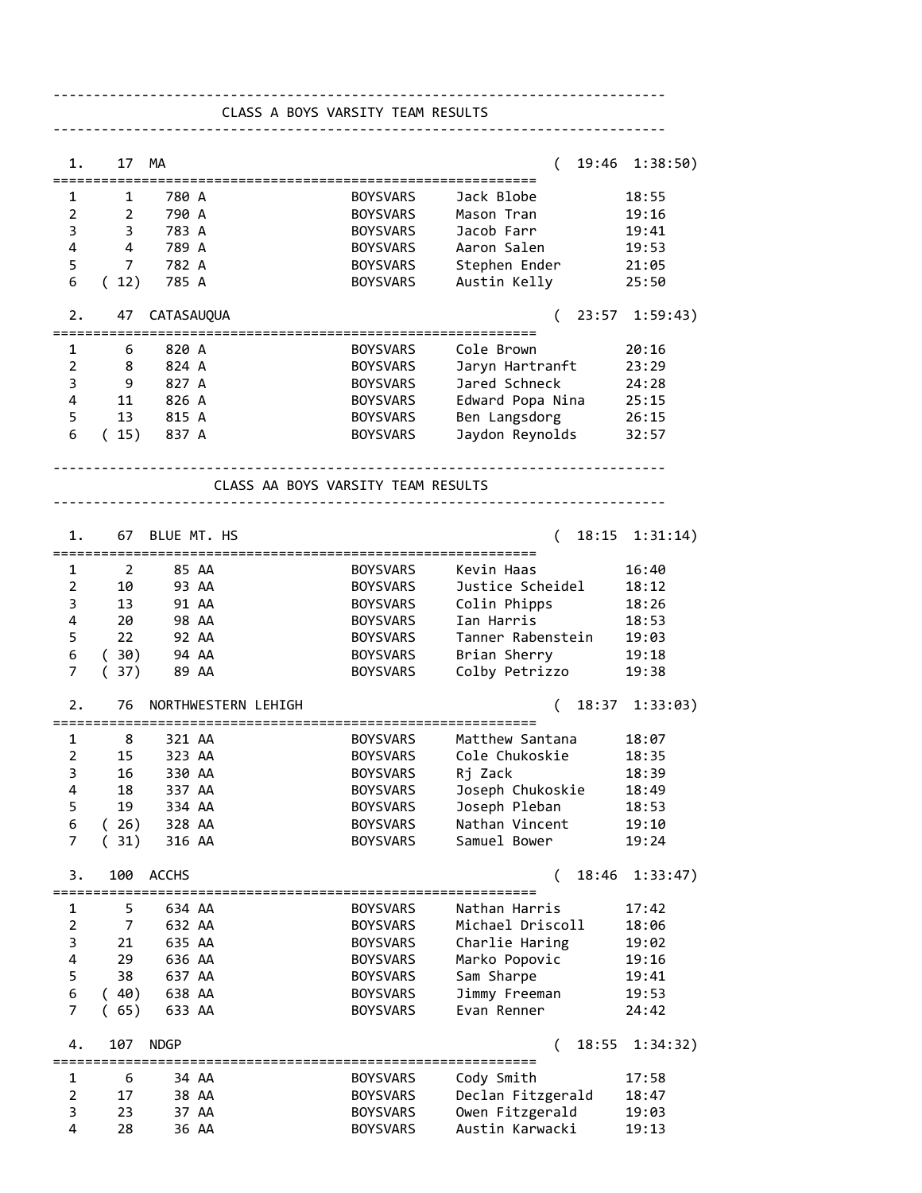## CLASS A BOYS VARSITY TEAM RESULTS

### 1. 17 MA (19:46 1:38:50)

| | Place | Bib | Division | Name | Time |
|---|---|---|---|---|---|
| 1 | 1 | 780 A | BOYSVARS | Jack Blobe | 18:55 |
| 2 | 2 | 790 A | BOYSVARS | Mason Tran | 19:16 |
| 3 | 3 | 783 A | BOYSVARS | Jacob Farr | 19:41 |
| 4 | 4 | 789 A | BOYSVARS | Aaron Salen | 19:53 |
| 5 | 7 | 782 A | BOYSVARS | Stephen Ender | 21:05 |
| 6 | ( 12) | 785 A | BOYSVARS | Austin Kelly | 25:50 |

### 2. 47 CATASAUQUA (23:57 1:59:43)

| | Place | Bib | Division | Name | Time |
|---|---|---|---|---|---|
| 1 | 6 | 820 A | BOYSVARS | Cole Brown | 20:16 |
| 2 | 8 | 824 A | BOYSVARS | Jaryn Hartranft | 23:29 |
| 3 | 9 | 827 A | BOYSVARS | Jared Schneck | 24:28 |
| 4 | 11 | 826 A | BOYSVARS | Edward Popa Nina | 25:15 |
| 5 | 13 | 815 A | BOYSVARS | Ben Langsdorg | 26:15 |
| 6 | ( 15) | 837 A | BOYSVARS | Jaydon Reynolds | 32:57 |

## CLASS AA BOYS VARSITY TEAM RESULTS

### 1. 67 BLUE MT. HS (18:15 1:31:14)

| | Place | Bib | Division | Name | Time |
|---|---|---|---|---|---|
| 1 | 2 | 85 AA | BOYSVARS | Kevin Haas | 16:40 |
| 2 | 10 | 93 AA | BOYSVARS | Justice Scheidel | 18:12 |
| 3 | 13 | 91 AA | BOYSVARS | Colin Phipps | 18:26 |
| 4 | 20 | 98 AA | BOYSVARS | Ian Harris | 18:53 |
| 5 | 22 | 92 AA | BOYSVARS | Tanner Rabenstein | 19:03 |
| 6 | ( 30) | 94 AA | BOYSVARS | Brian Sherry | 19:18 |
| 7 | ( 37) | 89 AA | BOYSVARS | Colby Petrizzo | 19:38 |

### 2. 76 NORTHWESTERN LEHIGH (18:37 1:33:03)

| | Place | Bib | Division | Name | Time |
|---|---|---|---|---|---|
| 1 | 8 | 321 AA | BOYSVARS | Matthew Santana | 18:07 |
| 2 | 15 | 323 AA | BOYSVARS | Cole Chukoskie | 18:35 |
| 3 | 16 | 330 AA | BOYSVARS | Rj Zack | 18:39 |
| 4 | 18 | 337 AA | BOYSVARS | Joseph Chukoskie | 18:49 |
| 5 | 19 | 334 AA | BOYSVARS | Joseph Pleban | 18:53 |
| 6 | ( 26) | 328 AA | BOYSVARS | Nathan Vincent | 19:10 |
| 7 | ( 31) | 316 AA | BOYSVARS | Samuel Bower | 19:24 |

### 3. 100 ACCHS (18:46 1:33:47)

| | Place | Bib | Division | Name | Time |
|---|---|---|---|---|---|
| 1 | 5 | 634 AA | BOYSVARS | Nathan Harris | 17:42 |
| 2 | 7 | 632 AA | BOYSVARS | Michael Driscoll | 18:06 |
| 3 | 21 | 635 AA | BOYSVARS | Charlie Haring | 19:02 |
| 4 | 29 | 636 AA | BOYSVARS | Marko Popovic | 19:16 |
| 5 | 38 | 637 AA | BOYSVARS | Sam Sharpe | 19:41 |
| 6 | ( 40) | 638 AA | BOYSVARS | Jimmy Freeman | 19:53 |
| 7 | ( 65) | 633 AA | BOYSVARS | Evan Renner | 24:42 |

### 4. 107 NDGP (18:55 1:34:32)

| | Place | Bib | Division | Name | Time |
|---|---|---|---|---|---|
| 1 | 6 | 34 AA | BOYSVARS | Cody Smith | 17:58 |
| 2 | 17 | 38 AA | BOYSVARS | Declan Fitzgerald | 18:47 |
| 3 | 23 | 37 AA | BOYSVARS | Owen Fitzgerald | 19:03 |
| 4 | 28 | 36 AA | BOYSVARS | Austin Karwacki | 19:13 |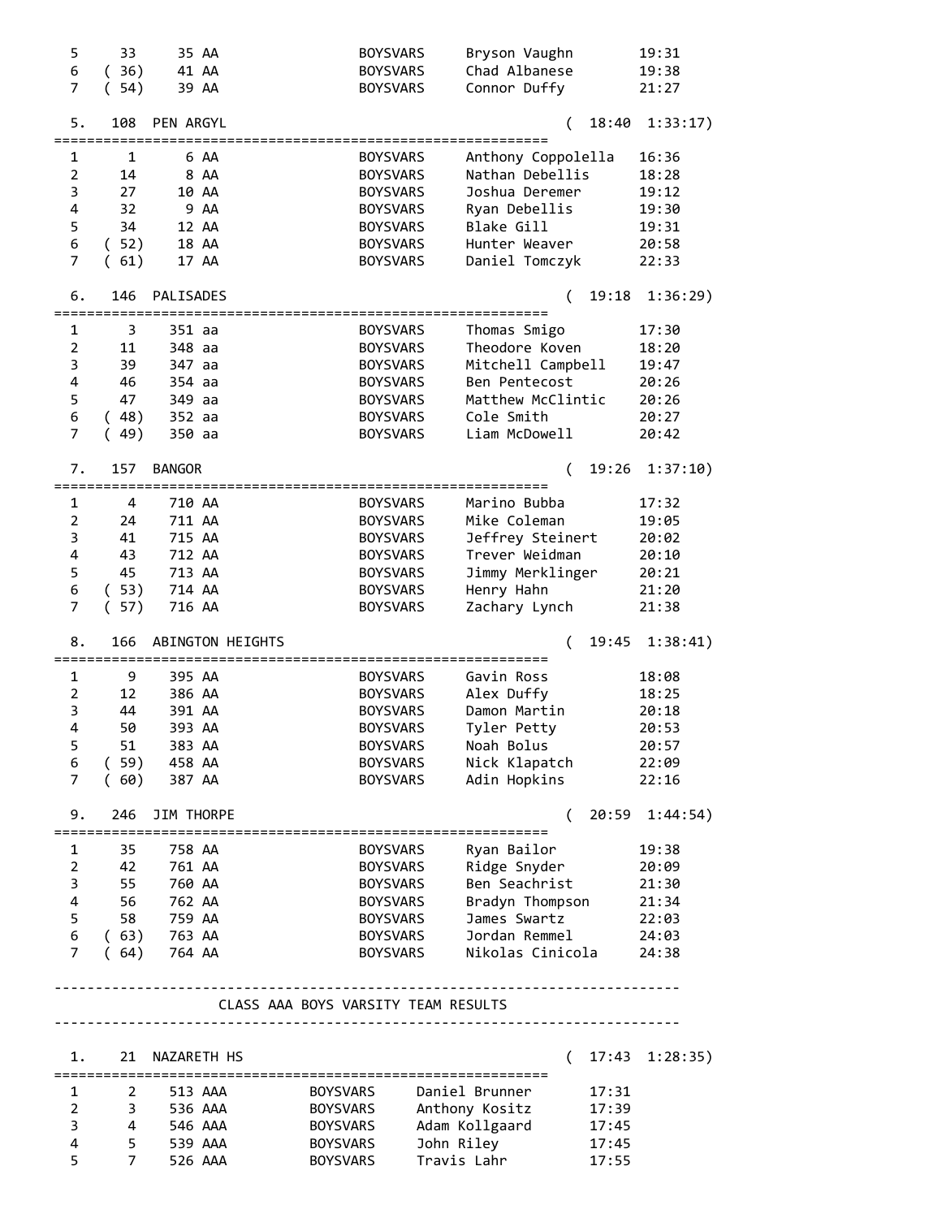```
  5     33     35 AA                BOYSVARS     Bryson Vaughn       19:31
  6   ( 36)    41 AA                BOYSVARS     Chad Albanese       19:38
  7   ( 54)    39 AA                BOYSVARS     Connor Duffy        21:27

  5.   108  PEN ARGYL                                          (  18:40  1:33:17)
=============================================================
  1      1      6 AA                BOYSVARS     Anthony Coppolella  16:36
  2     14      8 AA                BOYSVARS     Nathan Debellis     18:28
  3     27     10 AA                BOYSVARS     Joshua Deremer      19:12
  4     32      9 AA                BOYSVARS     Ryan Debellis       19:30
  5     34     12 AA                BOYSVARS     Blake Gill          19:31
  6   ( 52)    18 AA                BOYSVARS     Hunter Weaver       20:58
  7   ( 61)    17 AA                BOYSVARS     Daniel Tomczyk      22:33

  6.   146  PALISADES                                          (  19:18  1:36:29)
=============================================================
  1      3    351 aa                BOYSVARS     Thomas Smigo        17:30
  2     11    348 aa                BOYSVARS     Theodore Koven      18:20
  3     39    347 aa                BOYSVARS     Mitchell Campbell   19:47
  4     46    354 aa                BOYSVARS     Ben Pentecost       20:26
  5     47    349 aa                BOYSVARS     Matthew McClintic   20:26
  6   ( 48)   352 aa                BOYSVARS     Cole Smith          20:27
  7   ( 49)   350 aa                BOYSVARS     Liam McDowell       20:42

  7.   157  BANGOR                                             (  19:26  1:37:10)
=============================================================
  1      4    710 AA                BOYSVARS     Marino Bubba        17:32
  2     24    711 AA                BOYSVARS     Mike Coleman        19:05
  3     41    715 AA                BOYSVARS     Jeffrey Steinert    20:02
  4     43    712 AA                BOYSVARS     Trever Weidman      20:10
  5     45    713 AA                BOYSVARS     Jimmy Merklinger    20:21
  6   ( 53)   714 AA                BOYSVARS     Henry Hahn          21:20
  7   ( 57)   716 AA                BOYSVARS     Zachary Lynch       21:38

  8.   166  ABINGTON HEIGHTS                                   (  19:45  1:38:41)
=============================================================
  1      9    395 AA                BOYSVARS     Gavin Ross          18:08
  2     12    386 AA                BOYSVARS     Alex Duffy          18:25
  3     44    391 AA                BOYSVARS     Damon Martin        20:18
  4     50    393 AA                BOYSVARS     Tyler Petty         20:53
  5     51    383 AA                BOYSVARS     Noah Bolus          20:57
  6   ( 59)   458 AA                BOYSVARS     Nick Klapatch       22:09
  7   ( 60)   387 AA                BOYSVARS     Adin Hopkins        22:16

  9.   246  JIM THORPE                                         (  20:59  1:44:54)
=============================================================
  1     35    758 AA                BOYSVARS     Ryan Bailor         19:38
  2     42    761 AA                BOYSVARS     Ridge Snyder        20:09
  3     55    760 AA                BOYSVARS     Ben Seachrist       21:30
  4     56    762 AA                BOYSVARS     Bradyn Thompson     21:34
  5     58    759 AA                BOYSVARS     James Swartz        22:03
  6   ( 63)   763 AA                BOYSVARS     Jordan Remmel       24:03
  7   ( 64)   764 AA                BOYSVARS     Nikolas Cinicola    24:38

-------------------------------------------------------------------------------
                    CLASS AAA BOYS VARSITY TEAM RESULTS
-------------------------------------------------------------------------------

  1.    21  NAZARETH HS                                        (  17:43  1:28:35)
=============================================================
  1      2    513 AAA         BOYSVARS     Daniel Brunner       17:31
  2      3    536 AAA         BOYSVARS     Anthony Kositz       17:39
  3      4    546 AAA         BOYSVARS     Adam Kollgaard       17:45
  4      5    539 AAA         BOYSVARS     John Riley           17:45
  5      7    526 AAA         BOYSVARS     Travis Lahr          17:55
```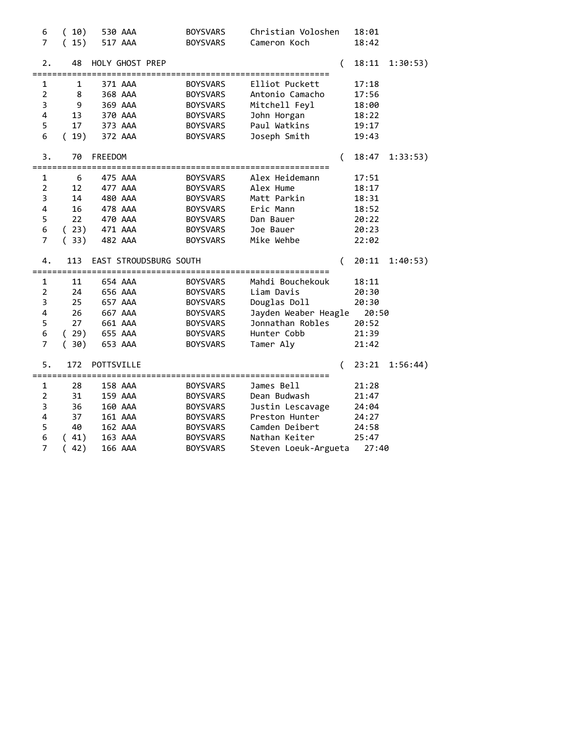```
  6   ( 10)   530 AAA         BOYSVARS     Christian Voloshen   18:01
  7   ( 15)   517 AAA         BOYSVARS     Cameron Koch         18:42

  2.    48  HOLY GHOST PREP                                  (  18:11  1:30:53)
=============================================================
  1      1    371 AAA         BOYSVARS     Elliot Puckett       17:18
  2      8    368 AAA         BOYSVARS     Antonio Camacho      17:56
  3      9    369 AAA         BOYSVARS     Mitchell Feyl        18:00
  4     13    370 AAA         BOYSVARS     John Horgan          18:22
  5     17    373 AAA         BOYSVARS     Paul Watkins         19:17
  6   ( 19)   372 AAA         BOYSVARS     Joseph Smith         19:43

  3.    70  FREEDOM                                          (  18:47  1:33:53)
=============================================================
  1      6    475 AAA         BOYSVARS     Alex Heidemann       17:51
  2     12    477 AAA         BOYSVARS     Alex Hume            18:17
  3     14    480 AAA         BOYSVARS     Matt Parkin          18:31
  4     16    478 AAA         BOYSVARS     Eric Mann            18:52
  5     22    470 AAA         BOYSVARS     Dan Bauer            20:22
  6   ( 23)   471 AAA         BOYSVARS     Joe Bauer            20:23
  7   ( 33)   482 AAA         BOYSVARS     Mike Wehbe           22:02

  4.   113  EAST STROUDSBURG SOUTH                           (  20:11  1:40:53)
=============================================================
  1     11    654 AAA         BOYSVARS     Mahdi Bouchekouk     18:11
  2     24    656 AAA         BOYSVARS     Liam Davis           20:30
  3     25    657 AAA         BOYSVARS     Douglas Doll         20:30
  4     26    667 AAA         BOYSVARS     Jayden Weaber Heagle   20:50
  5     27    661 AAA         BOYSVARS     Jonnathan Robles     20:52
  6   ( 29)   655 AAA         BOYSVARS     Hunter Cobb          21:39
  7   ( 30)   653 AAA         BOYSVARS     Tamer Aly            21:42

  5.   172  POTTSVILLE                                       (  23:21  1:56:44)
=============================================================
  1     28    158 AAA         BOYSVARS     James Bell           21:28
  2     31    159 AAA         BOYSVARS     Dean Budwash         21:47
  3     36    160 AAA         BOYSVARS     Justin Lescavage     24:04
  4     37    161 AAA         BOYSVARS     Preston Hunter       24:27
  5     40    162 AAA         BOYSVARS     Camden Deibert       24:58
  6   ( 41)   163 AAA         BOYSVARS     Nathan Keiter        25:47
  7   ( 42)   166 AAA         BOYSVARS     Steven Loeuk-Argueta   27:40
```